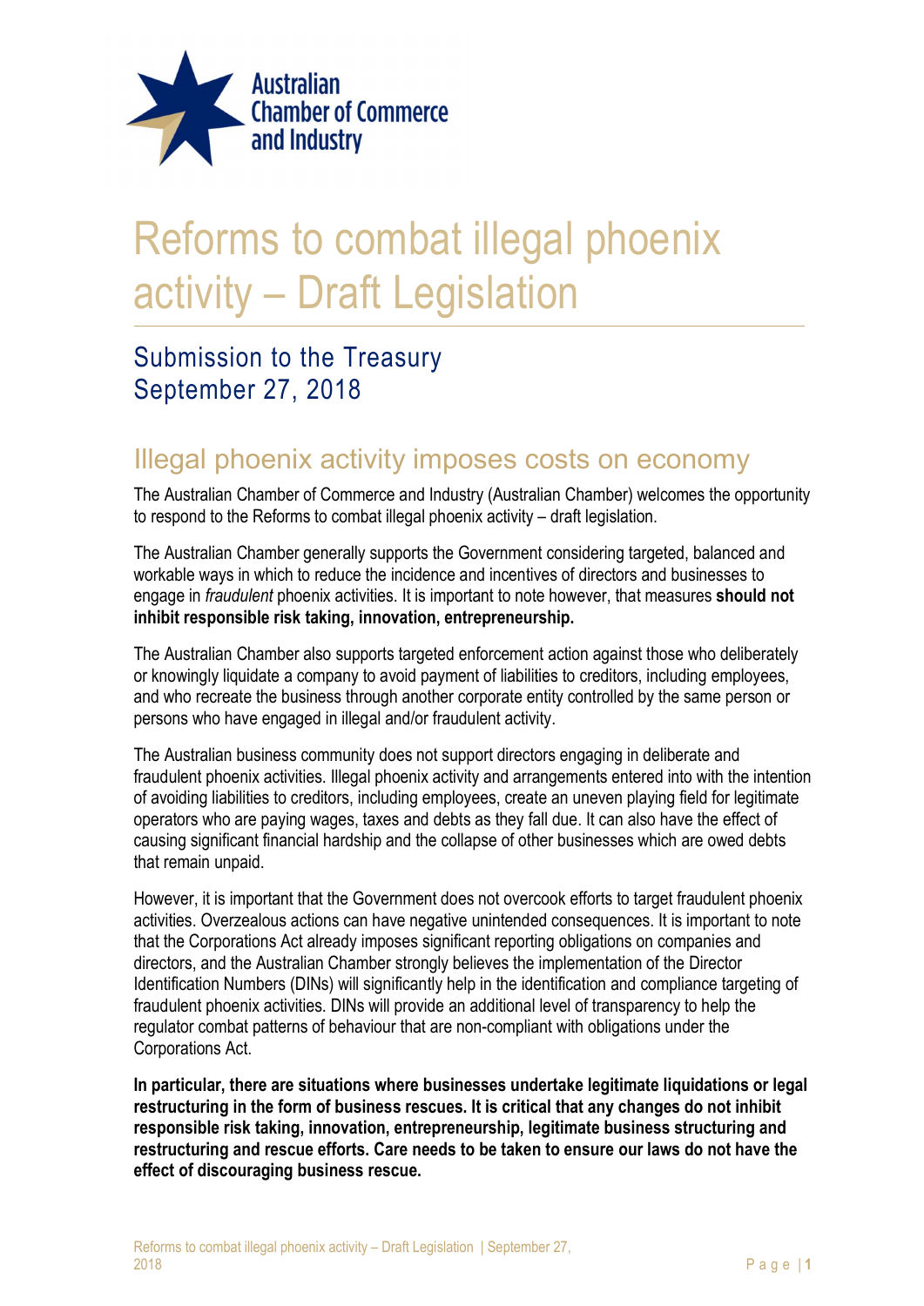Australian Chamber of Commerce and Industry

# Reforms to combat illegal phoenix activity – Draft Legislation

## Submission to the Treasury
## September 27, 2018

## Illegal phoenix activity imposes costs on economy

The Australian Chamber of Commerce and Industry (Australian Chamber) welcomes the opportunity to respond to the Reforms to combat illegal phoenix activity – draft legislation.

The Australian Chamber generally supports the Government considering targeted, balanced and workable ways in which to reduce the incidence and incentives of directors and businesses to engage in *fraudulent* phoenix activities. It is important to note however, that measures **should not inhibit responsible risk taking, innovation, entrepreneurship.**

The Australian Chamber also supports targeted enforcement action against those who deliberately or knowingly liquidate a company to avoid payment of liabilities to creditors, including employees, and who recreate the business through another corporate entity controlled by the same person or persons who have engaged in illegal and/or fraudulent activity.

The Australian business community does not support directors engaging in deliberate and fraudulent phoenix activities. Illegal phoenix activity and arrangements entered into with the intention of avoiding liabilities to creditors, including employees, create an uneven playing field for legitimate operators who are paying wages, taxes and debts as they fall due. It can also have the effect of causing significant financial hardship and the collapse of other businesses which are owed debts that remain unpaid.

However, it is important that the Government does not overcook efforts to target fraudulent phoenix activities. Overzealous actions can have negative unintended consequences. It is important to note that the Corporations Act already imposes significant reporting obligations on companies and directors, and the Australian Chamber strongly believes the implementation of the Director Identification Numbers (DINs) will significantly help in the identification and compliance targeting of fraudulent phoenix activities. DINs will provide an additional level of transparency to help the regulator combat patterns of behaviour that are non-compliant with obligations under the Corporations Act.

**In particular, there are situations where businesses undertake legitimate liquidations or legal restructuring in the form of business rescues. It is critical that any changes do not inhibit responsible risk taking, innovation, entrepreneurship, legitimate business structuring and restructuring and rescue efforts. Care needs to be taken to ensure our laws do not have the effect of discouraging business rescue.**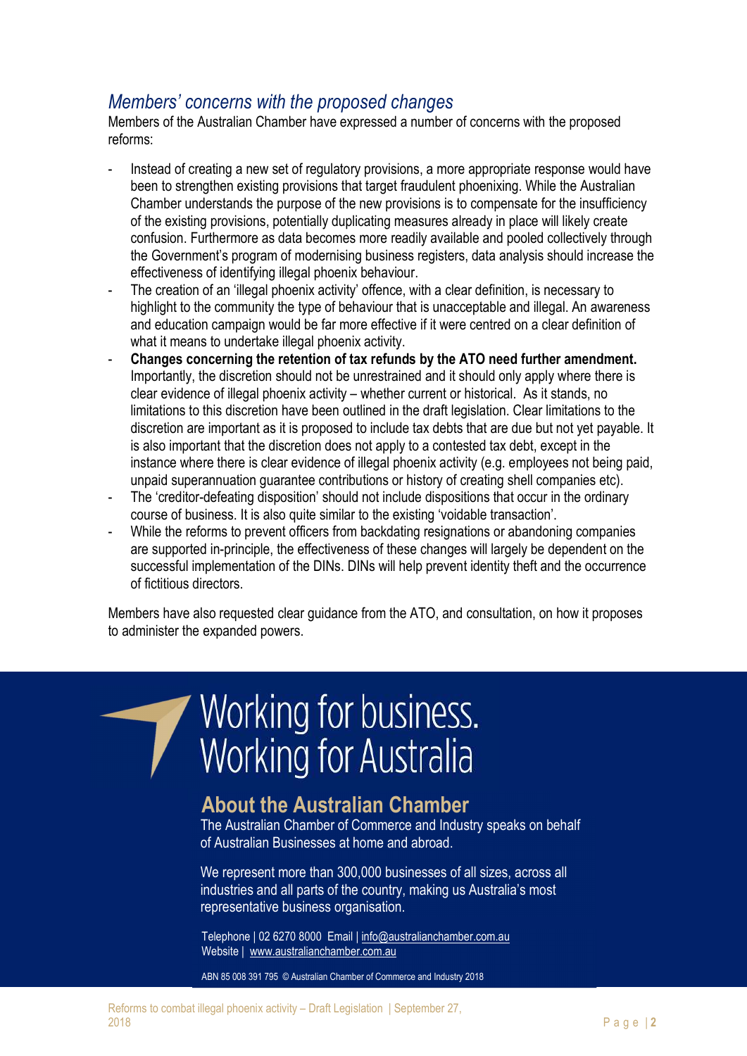## *Members' concerns with the proposed changes*

Members of the Australian Chamber have expressed a number of concerns with the proposed reforms:

- Instead of creating a new set of regulatory provisions, a more appropriate response would have been to strengthen existing provisions that target fraudulent phoenixing. While the Australian Chamber understands the purpose of the new provisions is to compensate for the insufficiency of the existing provisions, potentially duplicating measures already in place will likely create confusion. Furthermore as data becomes more readily available and pooled collectively through the Government's program of modernising business registers, data analysis should increase the effectiveness of identifying illegal phoenix behaviour.
- The creation of an 'illegal phoenix activity' offence, with a clear definition, is necessary to highlight to the community the type of behaviour that is unacceptable and illegal. An awareness and education campaign would be far more effective if it were centred on a clear definition of what it means to undertake illegal phoenix activity.
- **Changes concerning the retention of tax refunds by the ATO need further amendment.** Importantly, the discretion should not be unrestrained and it should only apply where there is clear evidence of illegal phoenix activity – whether current or historical. As it stands, no limitations to this discretion have been outlined in the draft legislation. Clear limitations to the discretion are important as it is proposed to include tax debts that are due but not yet payable. It is also important that the discretion does not apply to a contested tax debt, except in the instance where there is clear evidence of illegal phoenix activity (e.g. employees not being paid, unpaid superannuation guarantee contributions or history of creating shell companies etc).
- The 'creditor-defeating disposition' should not include dispositions that occur in the ordinary course of business. It is also quite similar to the existing 'voidable transaction'.
- While the reforms to prevent officers from backdating resignations or abandoning companies are supported in-principle, the effectiveness of these changes will largely be dependent on the successful implementation of the DINs. DINs will help prevent identity theft and the occurrence of fictitious directors.

Members have also requested clear guidance from the ATO, and consultation, on how it proposes to administer the expanded powers.

Working for business.
Working for Australia

## About the Australian Chamber

The Australian Chamber of Commerce and Industry speaks on behalf of Australian Businesses at home and abroad.

We represent more than 300,000 businesses of all sizes, across all industries and all parts of the country, making us Australia's most representative business organisation.

Telephone | 02 6270 8000 Email | info@australianchamber.com.au
Website | www.australianchamber.com.au

ABN 85 008 391 795 © Australian Chamber of Commerce and Industry 2018